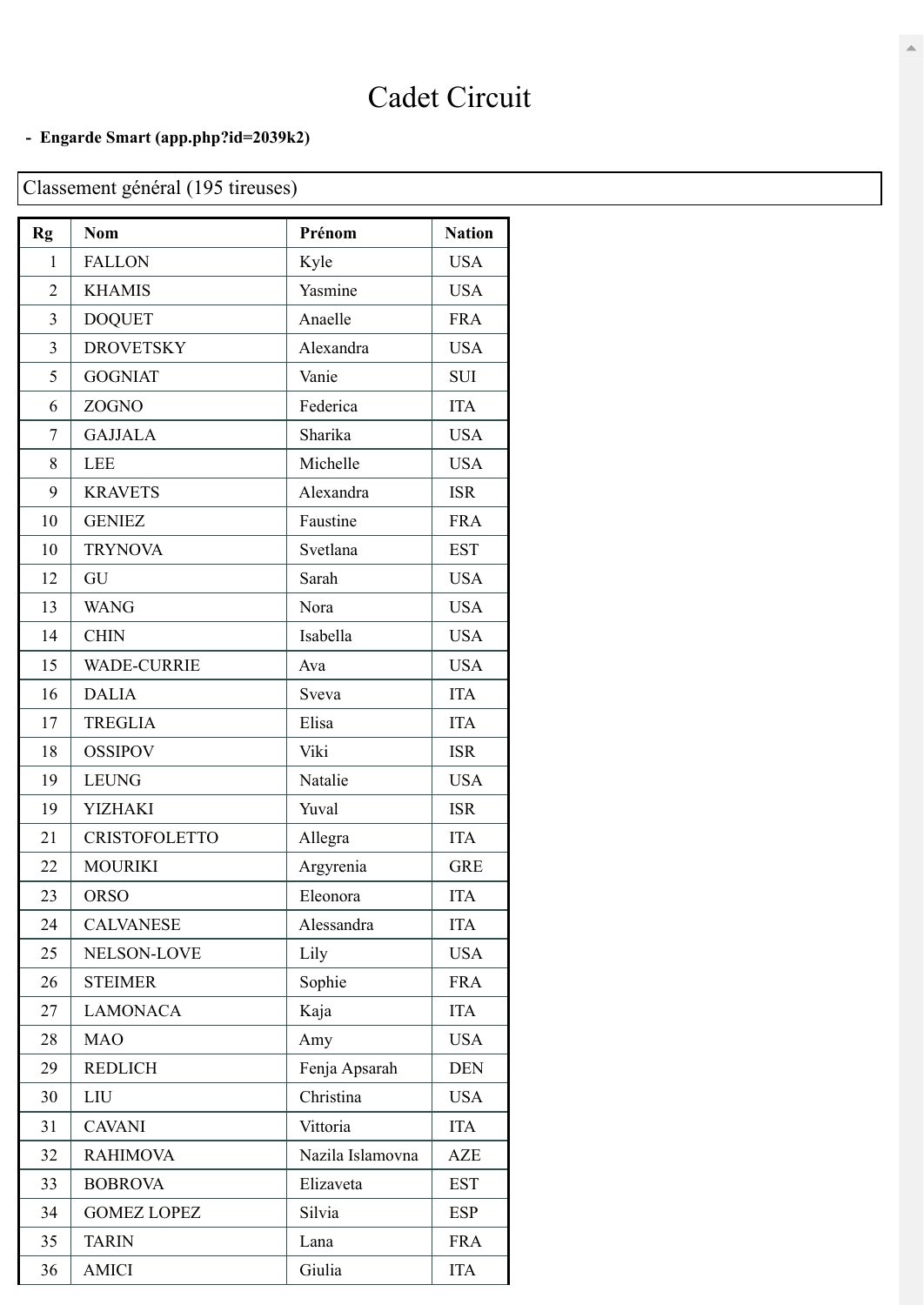# Cadet Circuit

**- Engarde Smart (app.php?id=2039k2)**

Classement général (195 tireuses)

| Rg | Nom | Prénom | Nation |
|---|---|---|---|
| 1 | FALLON | Kyle | USA |
| 2 | KHAMIS | Yasmine | USA |
| 3 | DOQUET | Anaelle | FRA |
| 3 | DROVETSKY | Alexandra | USA |
| 5 | GOGNIAT | Vanie | SUI |
| 6 | ZOGNO | Federica | ITA |
| 7 | GAJJALA | Sharika | USA |
| 8 | LEE | Michelle | USA |
| 9 | KRAVETS | Alexandra | ISR |
| 10 | GENIEZ | Faustine | FRA |
| 10 | TRYNOVA | Svetlana | EST |
| 12 | GU | Sarah | USA |
| 13 | WANG | Nora | USA |
| 14 | CHIN | Isabella | USA |
| 15 | WADE-CURRIE | Ava | USA |
| 16 | DALIA | Sveva | ITA |
| 17 | TREGLIA | Elisa | ITA |
| 18 | OSSIPOV | Viki | ISR |
| 19 | LEUNG | Natalie | USA |
| 19 | YIZHAKI | Yuval | ISR |
| 21 | CRISTOFOLETTO | Allegra | ITA |
| 22 | MOURIKI | Argyrenia | GRE |
| 23 | ORSO | Eleonora | ITA |
| 24 | CALVANESE | Alessandra | ITA |
| 25 | NELSON-LOVE | Lily | USA |
| 26 | STEIMER | Sophie | FRA |
| 27 | LAMONACA | Kaja | ITA |
| 28 | MAO | Amy | USA |
| 29 | REDLICH | Fenja Apsarah | DEN |
| 30 | LIU | Christina | USA |
| 31 | CAVANI | Vittoria | ITA |
| 32 | RAHIMOVA | Nazila Islamovna | AZE |
| 33 | BOBROVA | Elizaveta | EST |
| 34 | GOMEZ LOPEZ | Silvia | ESP |
| 35 | TARIN | Lana | FRA |
| 36 | AMICI | Giulia | ITA |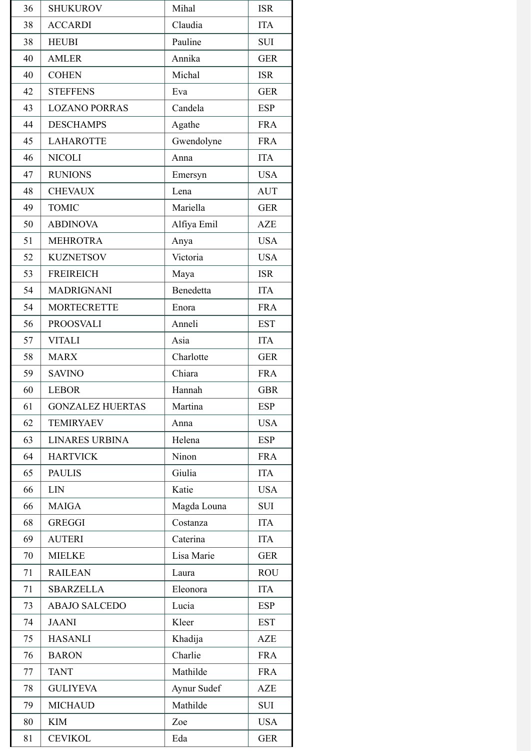| | | | |
|---|---|---|---|
| 36 | SHUKUROV | Mihal | ISR |
| 38 | ACCARDI | Claudia | ITA |
| 38 | HEUBI | Pauline | SUI |
| 40 | AMLER | Annika | GER |
| 40 | COHEN | Michal | ISR |
| 42 | STEFFENS | Eva | GER |
| 43 | LOZANO PORRAS | Candela | ESP |
| 44 | DESCHAMPS | Agathe | FRA |
| 45 | LAHAROTTE | Gwendolyne | FRA |
| 46 | NICOLI | Anna | ITA |
| 47 | RUNIONS | Emersyn | USA |
| 48 | CHEVAUX | Lena | AUT |
| 49 | TOMIC | Mariella | GER |
| 50 | ABDINOVA | Alfiya Emil | AZE |
| 51 | MEHROTRA | Anya | USA |
| 52 | KUZNETSOV | Victoria | USA |
| 53 | FREIREICH | Maya | ISR |
| 54 | MADRIGNANI | Benedetta | ITA |
| 54 | MORTECRETTE | Enora | FRA |
| 56 | PROOSVALI | Anneli | EST |
| 57 | VITALI | Asia | ITA |
| 58 | MARX | Charlotte | GER |
| 59 | SAVINO | Chiara | FRA |
| 60 | LEBOR | Hannah | GBR |
| 61 | GONZALEZ HUERTAS | Martina | ESP |
| 62 | TEMIRYAEV | Anna | USA |
| 63 | LINARES URBINA | Helena | ESP |
| 64 | HARTVICK | Ninon | FRA |
| 65 | PAULIS | Giulia | ITA |
| 66 | LIN | Katie | USA |
| 66 | MAIGA | Magda Louna | SUI |
| 68 | GREGGI | Costanza | ITA |
| 69 | AUTERI | Caterina | ITA |
| 70 | MIELKE | Lisa Marie | GER |
| 71 | RAILEAN | Laura | ROU |
| 71 | SBARZELLA | Eleonora | ITA |
| 73 | ABAJO SALCEDO | Lucia | ESP |
| 74 | JAANI | Kleer | EST |
| 75 | HASANLI | Khadija | AZE |
| 76 | BARON | Charlie | FRA |
| 77 | TANT | Mathilde | FRA |
| 78 | GULIYEVA | Aynur Sudef | AZE |
| 79 | MICHAUD | Mathilde | SUI |
| 80 | KIM | Zoe | USA |
| 81 | CEVIKOL | Eda | GER |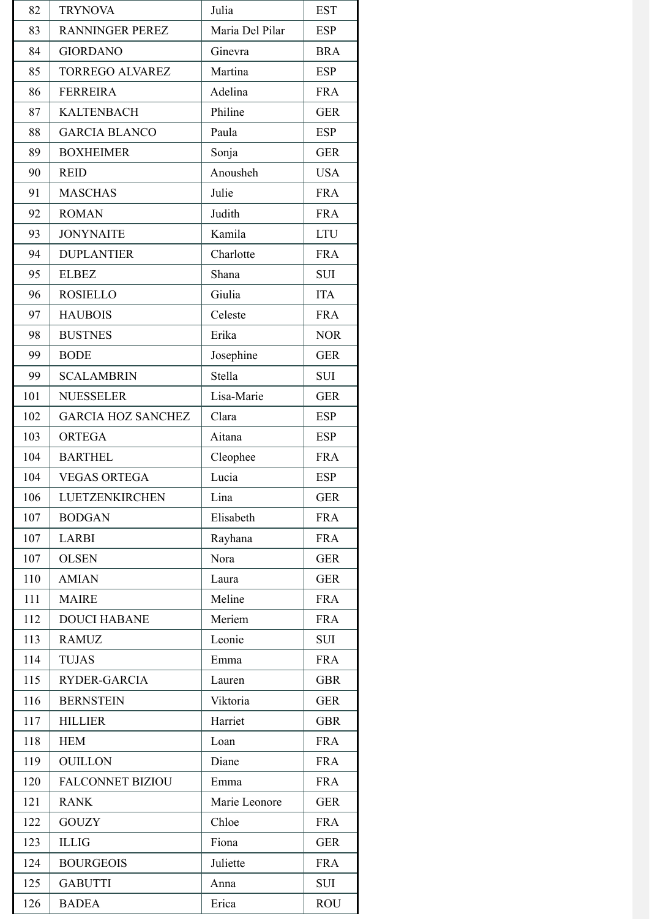| 82 | TRYNOVA | Julia | EST |
|---|---|---|---|
| 83 | RANNINGER PEREZ | Maria Del Pilar | ESP |
| 84 | GIORDANO | Ginevra | BRA |
| 85 | TORREGO ALVAREZ | Martina | ESP |
| 86 | FERREIRA | Adelina | FRA |
| 87 | KALTENBACH | Philine | GER |
| 88 | GARCIA BLANCO | Paula | ESP |
| 89 | BOXHEIMER | Sonja | GER |
| 90 | REID | Anousheh | USA |
| 91 | MASCHAS | Julie | FRA |
| 92 | ROMAN | Judith | FRA |
| 93 | JONYNAITE | Kamila | LTU |
| 94 | DUPLANTIER | Charlotte | FRA |
| 95 | ELBEZ | Shana | SUI |
| 96 | ROSIELLO | Giulia | ITA |
| 97 | HAUBOIS | Celeste | FRA |
| 98 | BUSTNES | Erika | NOR |
| 99 | BODE | Josephine | GER |
| 99 | SCALAMBRIN | Stella | SUI |
| 101 | NUESSELER | Lisa-Marie | GER |
| 102 | GARCIA HOZ SANCHEZ | Clara | ESP |
| 103 | ORTEGA | Aitana | ESP |
| 104 | BARTHEL | Cleophee | FRA |
| 104 | VEGAS ORTEGA | Lucia | ESP |
| 106 | LUETZENKIRCHEN | Lina | GER |
| 107 | BODGAN | Elisabeth | FRA |
| 107 | LARBI | Rayhana | FRA |
| 107 | OLSEN | Nora | GER |
| 110 | AMIAN | Laura | GER |
| 111 | MAIRE | Meline | FRA |
| 112 | DOUCI HABANE | Meriem | FRA |
| 113 | RAMUZ | Leonie | SUI |
| 114 | TUJAS | Emma | FRA |
| 115 | RYDER-GARCIA | Lauren | GBR |
| 116 | BERNSTEIN | Viktoria | GER |
| 117 | HILLIER | Harriet | GBR |
| 118 | HEM | Loan | FRA |
| 119 | OUILLON | Diane | FRA |
| 120 | FALCONNET BIZIOU | Emma | FRA |
| 121 | RANK | Marie Leonore | GER |
| 122 | GOUZY | Chloe | FRA |
| 123 | ILLIG | Fiona | GER |
| 124 | BOURGEOIS | Juliette | FRA |
| 125 | GABUTTI | Anna | SUI |
| 126 | BADEA | Erica | ROU |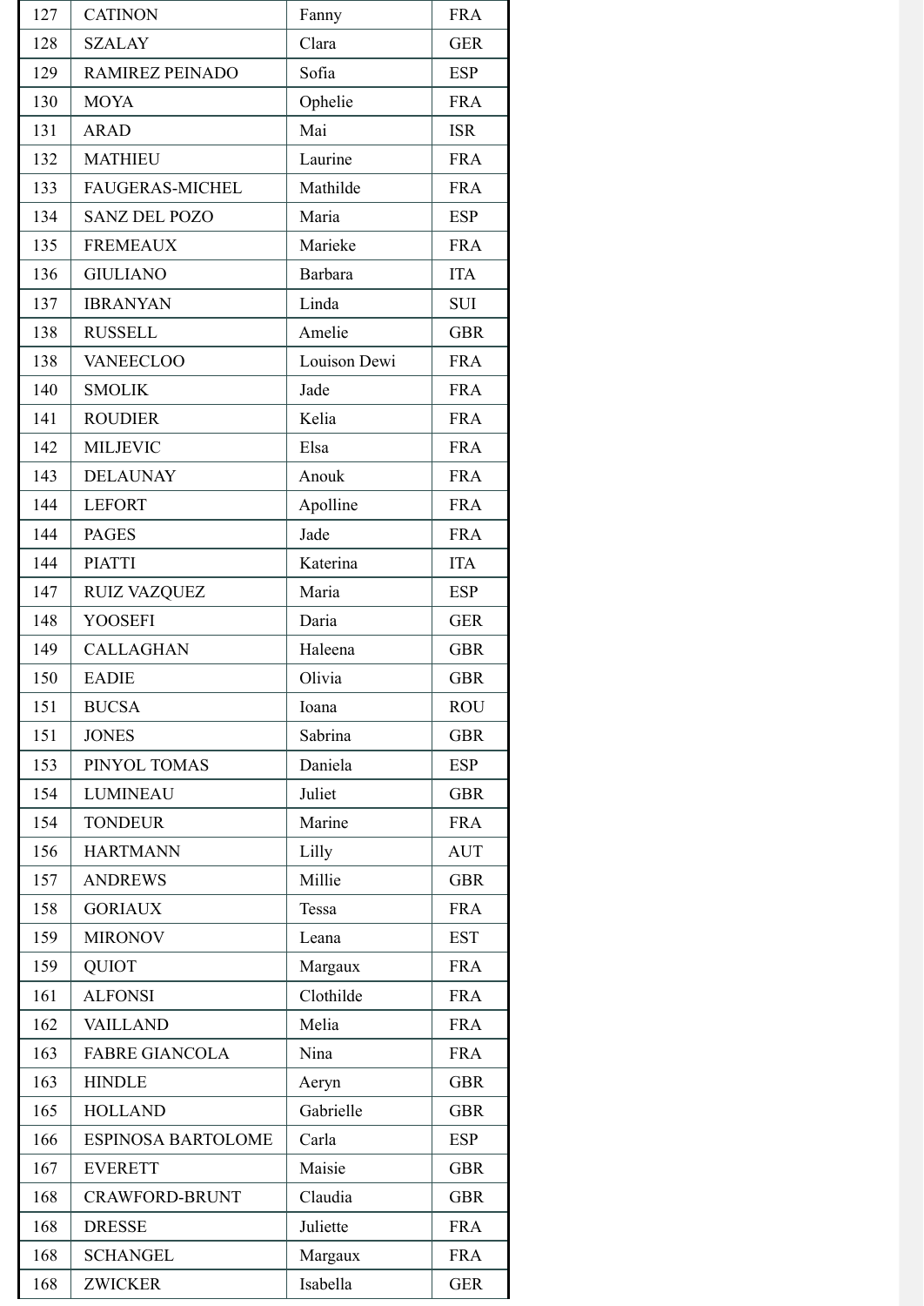| | | | |
|---|---|---|---|
| 127 | CATINON | Fanny | FRA |
| 128 | SZALAY | Clara | GER |
| 129 | RAMIREZ PEINADO | Sofia | ESP |
| 130 | MOYA | Ophelie | FRA |
| 131 | ARAD | Mai | ISR |
| 132 | MATHIEU | Laurine | FRA |
| 133 | FAUGERAS-MICHEL | Mathilde | FRA |
| 134 | SANZ DEL POZO | Maria | ESP |
| 135 | FREMEAUX | Marieke | FRA |
| 136 | GIULIANO | Barbara | ITA |
| 137 | IBRANYAN | Linda | SUI |
| 138 | RUSSELL | Amelie | GBR |
| 138 | VANEECLOO | Louison Dewi | FRA |
| 140 | SMOLIK | Jade | FRA |
| 141 | ROUDIER | Kelia | FRA |
| 142 | MILJEVIC | Elsa | FRA |
| 143 | DELAUNAY | Anouk | FRA |
| 144 | LEFORT | Apolline | FRA |
| 144 | PAGES | Jade | FRA |
| 144 | PIATTI | Katerina | ITA |
| 147 | RUIZ VAZQUEZ | Maria | ESP |
| 148 | YOOSEFI | Daria | GER |
| 149 | CALLAGHAN | Haleena | GBR |
| 150 | EADIE | Olivia | GBR |
| 151 | BUCSA | Ioana | ROU |
| 151 | JONES | Sabrina | GBR |
| 153 | PINYOL TOMAS | Daniela | ESP |
| 154 | LUMINEAU | Juliet | GBR |
| 154 | TONDEUR | Marine | FRA |
| 156 | HARTMANN | Lilly | AUT |
| 157 | ANDREWS | Millie | GBR |
| 158 | GORIAUX | Tessa | FRA |
| 159 | MIRONOV | Leana | EST |
| 159 | QUIOT | Margaux | FRA |
| 161 | ALFONSI | Clothilde | FRA |
| 162 | VAILLAND | Melia | FRA |
| 163 | FABRE GIANCOLA | Nina | FRA |
| 163 | HINDLE | Aeryn | GBR |
| 165 | HOLLAND | Gabrielle | GBR |
| 166 | ESPINOSA BARTOLOME | Carla | ESP |
| 167 | EVERETT | Maisie | GBR |
| 168 | CRAWFORD-BRUNT | Claudia | GBR |
| 168 | DRESSE | Juliette | FRA |
| 168 | SCHANGEL | Margaux | FRA |
| 168 | ZWICKER | Isabella | GER |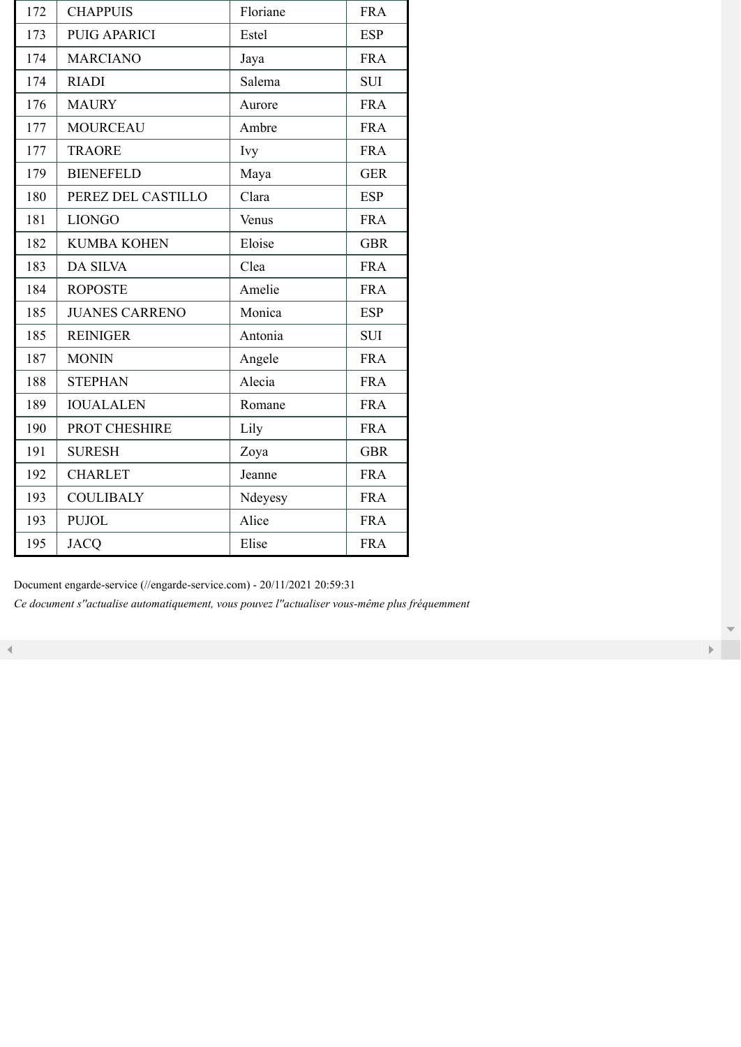| | | | |
|---|---|---|---|
| 172 | CHAPPUIS | Floriane | FRA |
| 173 | PUIG APARICI | Estel | ESP |
| 174 | MARCIANO | Jaya | FRA |
| 174 | RIADI | Salema | SUI |
| 176 | MAURY | Aurore | FRA |
| 177 | MOURCEAU | Ambre | FRA |
| 177 | TRAORE | Ivy | FRA |
| 179 | BIENEFELD | Maya | GER |
| 180 | PEREZ DEL CASTILLO | Clara | ESP |
| 181 | LIONGO | Venus | FRA |
| 182 | KUMBA KOHEN | Eloise | GBR |
| 183 | DA SILVA | Clea | FRA |
| 184 | ROPOSTE | Amelie | FRA |
| 185 | JUANES CARRENO | Monica | ESP |
| 185 | REINIGER | Antonia | SUI |
| 187 | MONIN | Angele | FRA |
| 188 | STEPHAN | Alecia | FRA |
| 189 | IOUALALEN | Romane | FRA |
| 190 | PROT CHESHIRE | Lily | FRA |
| 191 | SURESH | Zoya | GBR |
| 192 | CHARLET | Jeanne | FRA |
| 193 | COULIBALY | Ndeyesy | FRA |
| 193 | PUJOL | Alice | FRA |
| 195 | JACQ | Elise | FRA |

Document engarde-service (//engarde-service.com) - 20/11/2021 20:59:31

*Ce document s''actualise automatiquement, vous pouvez l''actualiser vous-même plus fréquemment*